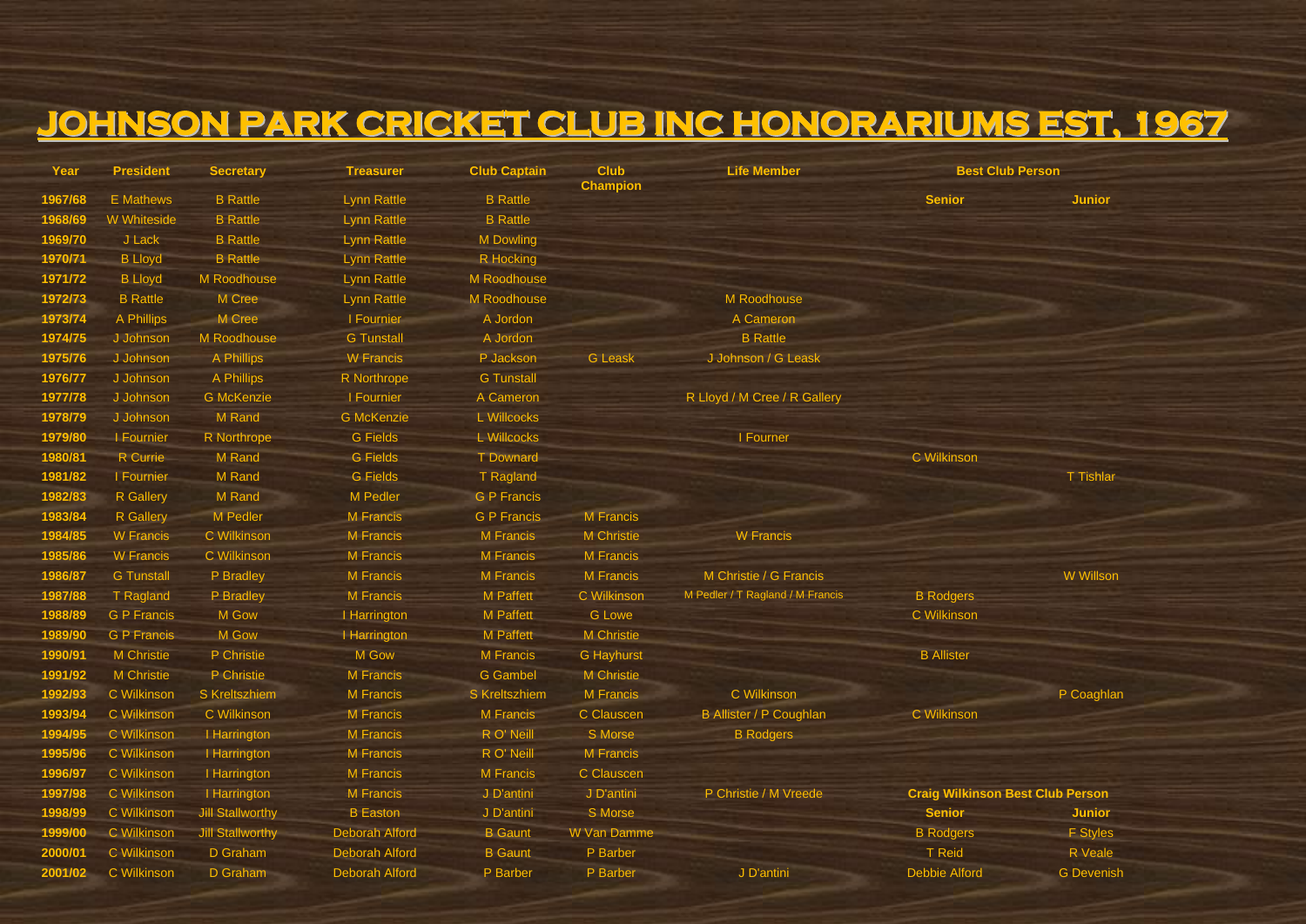# JOHNSON PARK CRICKET CLUB INC HONORARIUMS EST. 1967

| Year | President | Secretary | Treasurer | Club Captain | Club Champion | Life Member | Best Club Person | |
|---|---|---|---|---|---|---|---|---|
| | | | | | | | Senior | Junior |
| 1967/68 | E Mathews | B Rattle | Lynn Rattle | B Rattle | | | | |
| 1968/69 | W Whiteside | B Rattle | Lynn Rattle | B Rattle | | | | |
| 1969/70 | J Lack | B Rattle | Lynn Rattle | M Dowling | | | | |
| 1970/71 | B Lloyd | B Rattle | Lynn Rattle | R Hocking | | | | |
| 1971/72 | B Lloyd | M Roodhouse | Lynn Rattle | M Roodhouse | | | | |
| 1972/73 | B Rattle | M Cree | Lynn Rattle | M Roodhouse | | M Roodhouse | | |
| 1973/74 | A Phillips | M Cree | I Fournier | A Jordon | | A Cameron | | |
| 1974/75 | J Johnson | M Roodhouse | G Tunstall | A Jordon | | B Rattle | | |
| 1975/76 | J Johnson | A Phillips | W Francis | P Jackson | G Leask | J Johnson / G Leask | | |
| 1976/77 | J Johnson | A Phillips | R Northrope | G Tunstall | | | | |
| 1977/78 | J Johnson | G McKenzie | I Fournier | A Cameron | | R Lloyd / M Cree / R Gallery | | |
| 1978/79 | J Johnson | M Rand | G McKenzie | L Willcocks | | | | |
| 1979/80 | I Fournier | R Northrope | G Fields | L Willcocks | | I Fourner | | |
| 1980/81 | R Currie | M Rand | G Fields | T Downard | | | C Wilkinson | |
| 1981/82 | I Fournier | M Rand | G Fields | T Ragland | | | | T Tishlar |
| 1982/83 | R Gallery | M Rand | M Pedler | G P Francis | | | | |
| 1983/84 | R Gallery | M Pedler | M Francis | G P Francis | M Francis | | | |
| 1984/85 | W Francis | C Wilkinson | M Francis | M Francis | M Christie | W Francis | | |
| 1985/86 | W Francis | C Wilkinson | M Francis | M Francis | M Francis | | | |
| 1986/87 | G Tunstall | P Bradley | M Francis | M Francis | M Francis | M Christie / G Francis | | W Willson |
| 1987/88 | T Ragland | P Bradley | M Francis | M Paffett | C Wilkinson | M Pedler / T Ragland / M Francis | B Rodgers | |
| 1988/89 | G P Francis | M Gow | I Harrington | M Paffett | G Lowe | | C Wilkinson | |
| 1989/90 | G P Francis | M Gow | I Harrington | M Paffett | M Christie | | | |
| 1990/91 | M Christie | P Christie | M Gow | M Francis | G Hayhurst | | B Allister | |
| 1991/92 | M Christie | P Christie | M Francis | G Gambel | M Christie | | | |
| 1992/93 | C Wilkinson | S Kreltszhiem | M Francis | S Kreltszhiem | M Francis | C Wilkinson | | P Coaghlan |
| 1993/94 | C Wilkinson | C Wilkinson | M Francis | M Francis | C Clauscen | B Allister / P Coughlan | C Wilkinson | |
| 1994/95 | C Wilkinson | I Harrington | M Francis | R O' Neill | S Morse | B Rodgers | | |
| 1995/96 | C Wilkinson | I Harrington | M Francis | R O' Neill | M Francis | | | |
| 1996/97 | C Wilkinson | I Harrington | M Francis | M Francis | C Clauscen | | | |
| 1997/98 | C Wilkinson | I Harrington | M Francis | J D'antini | J D'antini | P Christie / M Vreede | Craig Wilkinson Best Club Person | |
| 1998/99 | C Wilkinson | Jill Stallworthy | B Easton | J D'antini | S Morse | | Senior | Junior |
| 1999/00 | C Wilkinson | Jill Stallworthy | Deborah Alford | B Gaunt | W Van Damme | | B Rodgers | F Styles |
| 2000/01 | C Wilkinson | D Graham | Deborah Alford | B Gaunt | P Barber | | T Reid | R Veale |
| 2001/02 | C Wilkinson | D Graham | Deborah Alford | P Barber | P Barber | J D'antini | Debbie Alford | G Devenish |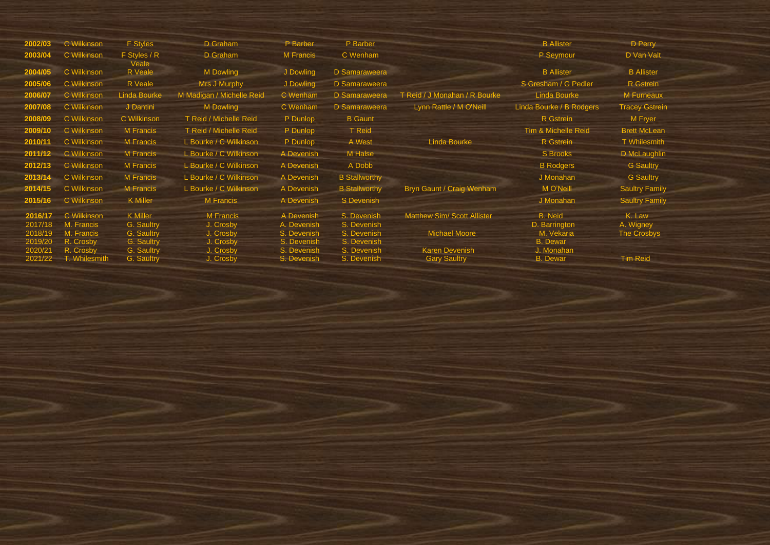| | | | | | | | | |
|---|---|---|---|---|---|---|---|---|
| **2002/03** | C Wilkinson | F Styles | D Graham | P Barber | P Barber | | B Allister | D Perry |
| **2003/04** | C Wilkinson | F Styles / R Veale | D Graham | M Francis | C Wenham | | P Seymour | D Van Valt |
| **2004/05** | C Wilkinson | R Veale | M Dowling | J Dowling | D Samaraweera | | B Allister | B Allister |
| **2005/06** | C Wilkinson | R Veale | Mrs J Murphy | J Dowling | D Samaraweera | | S Gresham / G Pedler | R Gstrein |
| **2006/07** | C Wilkinson | Linda Bourke | M Madigan / Michelle Reid | C Wenham | D Samaraweera | T Reid / J Monahan / R Bourke | Linda Bourke | M Furneaux |
| **2007/08** | C Wilkinson | J Dantini | M Dowling | C Wenham | D Samaraweera | Lynn Rattle / M O'Neill | Linda Bourke / B Rodgers | Tracey Gstrein |
| **2008/09** | C Wilkinson | C Wilkinson | T Reid / Michelle Reid | P Dunlop | B Gaunt | | R Gstrein | M Fryer |
| **2009/10** | C Wilkinson | M Francis | T Reid / Michelle Reid | P Dunlop | T Reid | | Tim & Michelle Reid | Brett McLean |
| **2010/11** | C Wilkinson | M Francis | L Bourke / C Wilkinson | P Dunlop | A West | Linda Bourke | R Gstrein | T Whilesmith |
| **2011/12** | C Wilkinson | M Francis | L Bourke / C Wilkinson | A Devenish | M Halse | | S Brooks | D McLaughlin |
| **2012/13** | C Wilkinson | M Francis | L Bourke / C Wilkinson | A Devenish | A Dobb | | B Rodgers | G Saultry |
| **2013/14** | C Wilkinson | M Francis | L Bourke / C Wilkinson | A Devenish | B Stallworthy | | J Monahan | G Saultry |
| **2014/15** | C Wilkinson | M Francis | L Bourke / C Wilkinson | A Devenish | B Stallworthy | Bryn Gaunt / Craig Wenham | M O'Neill | Saultry Family |
| **2015/16** | C Wilkinson | K Miller | M Francis | A Devenish | S Devenish | | J Monahan | Saultry Family |
| **2016/17** | C Wilkinson | K Miller | M Francis | A Devenish | S. Devenish | Matthew Sim/ Scott Allister | B. Neid | K. Law |
| 2017/18 | M. Francis | G. Saultry | J. Crosby | A. Devenish | S. Devenish | | D. Barrington | A. Wigney |
| 2018/19 | M. Francis | G. Saultry | J. Crosby | S. Devenish | S. Devenish | Michael Moore | M. Vekaria | The Crosbys |
| 2019/20 | R. Crosby | G. Saultry | J. Crosby | S. Devenish | S. Devenish | | B. Dewar | |
| 2020/21 | R. Crosby | G. Saultry | J. Crosby | S. Devenish | S. Devenish | Karen Devenish | J. Monahan | |
| 2021/22 | T. Whilesmith | G. Saultry | J. Crosby | S. Devenish | S. Devenish | Gary Saultry | B. Dewar | Tim Reid |